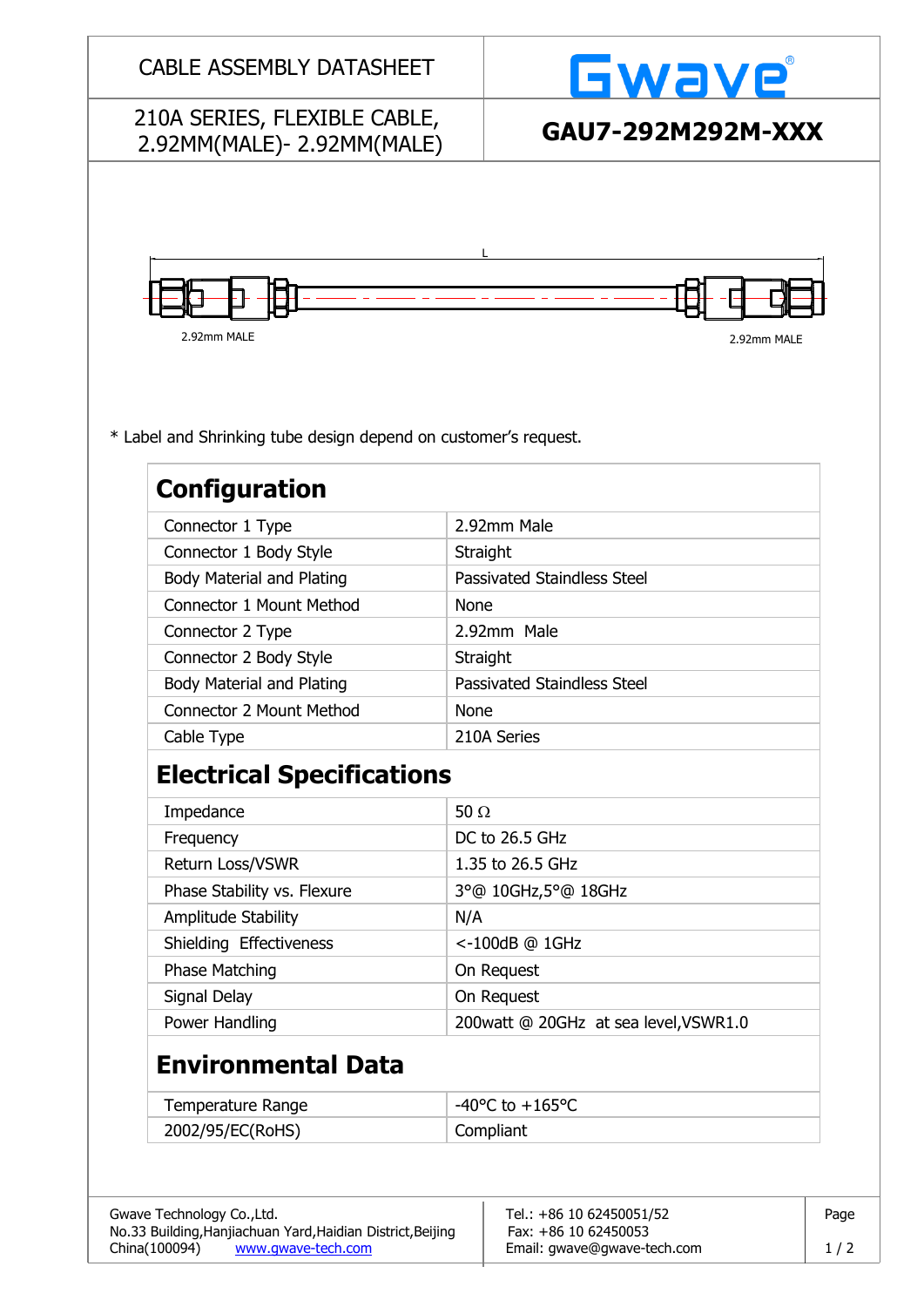CABLE ASSEMBLY DATASHEET

Gwave®

210A SERIES, FLEXIBLE CABLE, 2.92MM(MALE)- 2.92MM(MALE)

**GAU7-292M292M-XXX**

L

2.92mm MALE

2.92mm MALE

* Label and Shrinking tube design depend on customer's request.

## Configuration

| | |
|---|---|
| Connector 1 Type | 2.92mm Male |
| Connector 1 Body Style | Straight |
| Body Material and Plating | Passivated Staindless Steel |
| Connector 1 Mount Method | None |
| Connector 2 Type | 2.92mm Male |
| Connector 2 Body Style | Straight |
| Body Material and Plating | Passivated Staindless Steel |
| Connector 2 Mount Method | None |
| Cable Type | 210A Series |

## Electrical Specifications

| | |
|---|---|
| Impedance | 50 Ω |
| Frequency | DC to 26.5 GHz |
| Return Loss/VSWR | 1.35 to 26.5 GHz |
| Phase Stability vs. Flexure | 3°@ 10GHz,5°@ 18GHz |
| Amplitude Stability | N/A |
| Shielding Effectiveness | <-100dB @ 1GHz |
| Phase Matching | On Request |
| Signal Delay | On Request |
| Power Handling | 200watt @ 20GHz at sea level,VSWR1.0 |

## Environmental Data

| | |
|---|---|
| Temperature Range | -40°C to +165°C |
| 2002/95/EC(RoHS) | Compliant |

Gwave Technology Co.,Ltd.
No.33 Building,Hanjiachuan Yard,Haidian District,Beijing
China(100094) www.gwave-tech.com

Tel.: +86 10 62450051/52
Fax: +86 10 62450053
Email: gwave@gwave-tech.com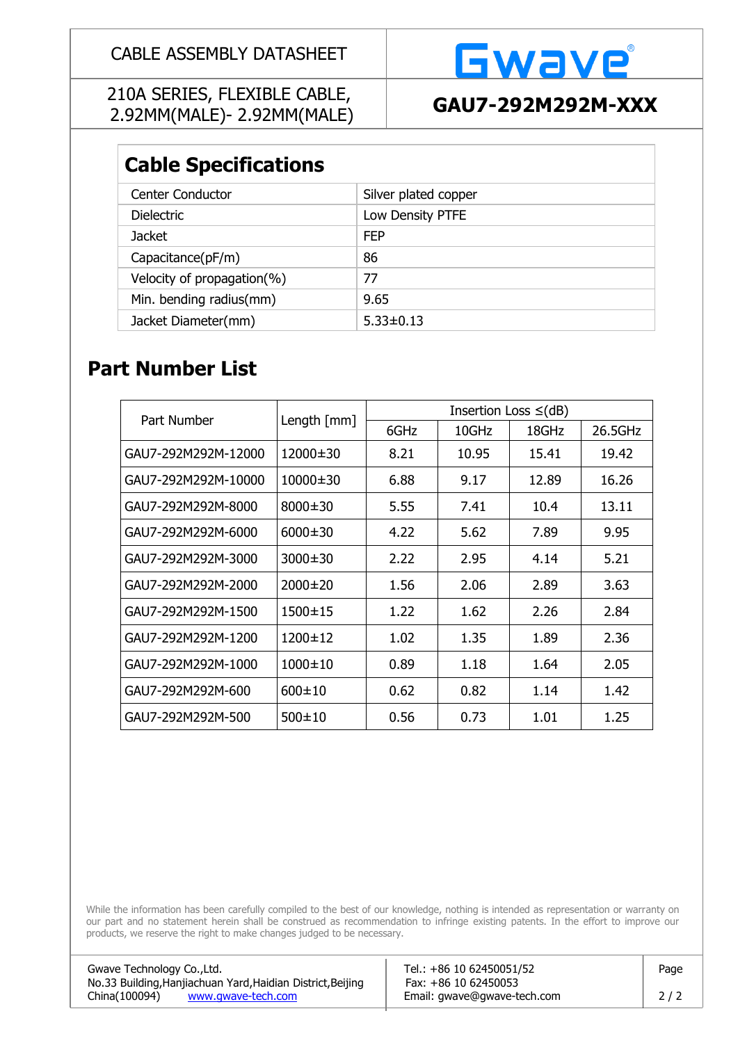| CABLE ASSEMBLY DATASHEET | Gwave |
| --- | --- |
| 210A SERIES, FLEXIBLE CABLE, 2.92MM(MALE)- 2.92MM(MALE) | **GAU7-292M292M-XXX** |

## Cable Specifications

| | |
| --- | --- |
| Center Conductor | Silver plated copper |
| Dielectric | Low Density PTFE |
| Jacket | FEP |
| Capacitance(pF/m) | 86 |
| Velocity of propagation(%) | 77 |
| Min. bending radius(mm) | 9.65 |
| Jacket Diameter(mm) | 5.33±0.13 |

## Part Number List

| Part Number | Length [mm] | Insertion Loss ≤(dB) | | | |
| --- | --- | --- | --- | --- | --- |
| | | 6GHz | 10GHz | 18GHz | 26.5GHz |
| GAU7-292M292M-12000 | 12000±30 | 8.21 | 10.95 | 15.41 | 19.42 |
| GAU7-292M292M-10000 | 10000±30 | 6.88 | 9.17 | 12.89 | 16.26 |
| GAU7-292M292M-8000 | 8000±30 | 5.55 | 7.41 | 10.4 | 13.11 |
| GAU7-292M292M-6000 | 6000±30 | 4.22 | 5.62 | 7.89 | 9.95 |
| GAU7-292M292M-3000 | 3000±30 | 2.22 | 2.95 | 4.14 | 5.21 |
| GAU7-292M292M-2000 | 2000±20 | 1.56 | 2.06 | 2.89 | 3.63 |
| GAU7-292M292M-1500 | 1500±15 | 1.22 | 1.62 | 2.26 | 2.84 |
| GAU7-292M292M-1200 | 1200±12 | 1.02 | 1.35 | 1.89 | 2.36 |
| GAU7-292M292M-1000 | 1000±10 | 0.89 | 1.18 | 1.64 | 2.05 |
| GAU7-292M292M-600 | 600±10 | 0.62 | 0.82 | 1.14 | 1.42 |
| GAU7-292M292M-500 | 500±10 | 0.56 | 0.73 | 1.01 | 1.25 |

While the information has been carefully compiled to the best of our knowledge, nothing is intended as representation or warranty on our part and no statement herein shall be construed as recommendation to infringe existing patents. In the effort to improve our products, we reserve the right to make changes judged to be necessary.

Gwave Technology Co.,Ltd.
No.33 Building,Hanjiachuan Yard,Haidian District,Beijing
China(100094) www.gwave-tech.com

Tel.: +86 10 62450051/52
Fax: +86 10 62450053
Email: gwave@gwave-tech.com